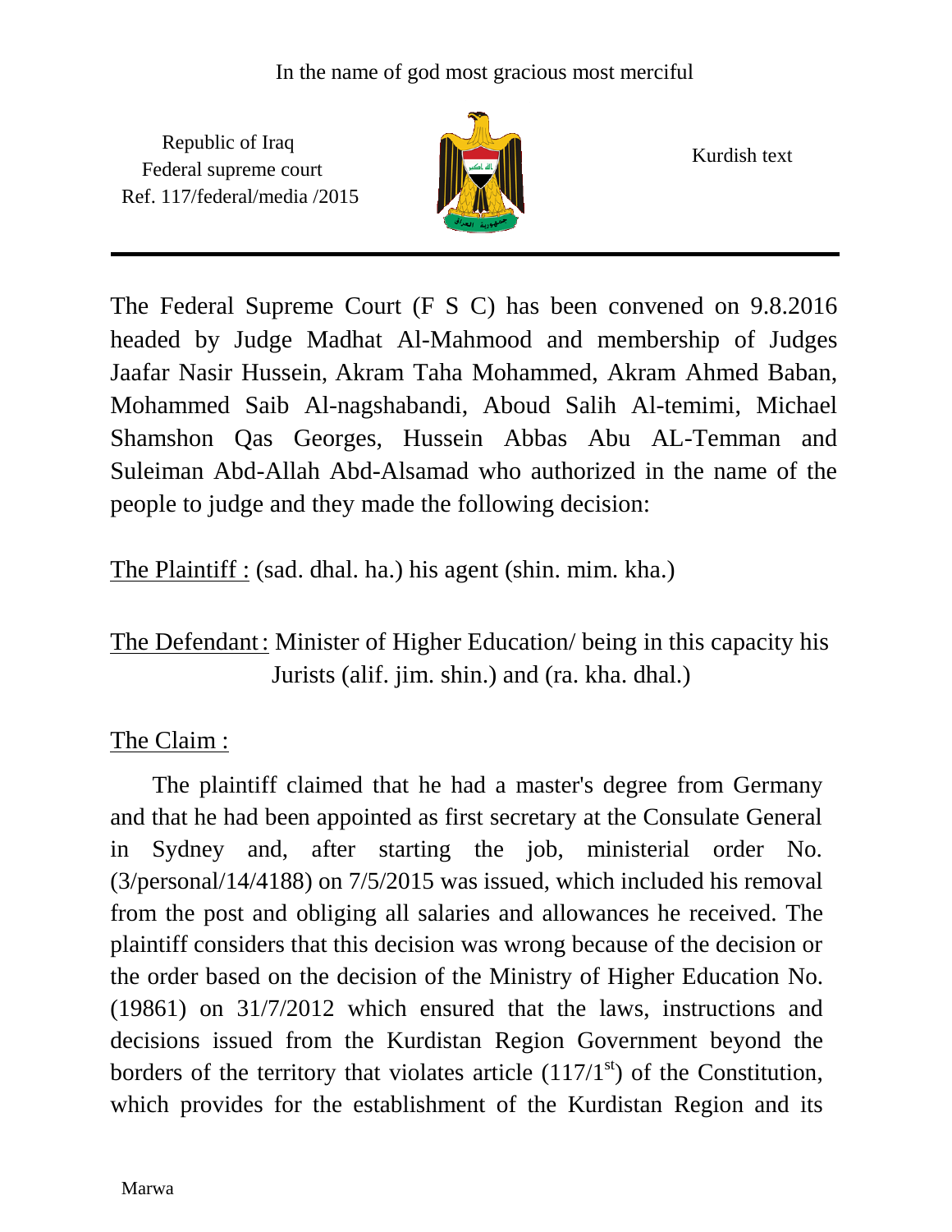In the name of god most gracious most merciful

Republic of Iraq
Federal supreme court
Ref. 117/federal/media /2015

Kurdish text

---

The Federal Supreme Court (F S C) has been convened on 9.8.2016 headed by Judge Madhat Al-Mahmood and membership of Judges Jaafar Nasir Hussein, Akram Taha Mohammed, Akram Ahmed Baban, Mohammed Saib Al-nagshabandi, Aboud Salih Al-temimi, Michael Shamshon Qas Georges, Hussein Abbas Abu AL-Temman and Suleiman Abd-Allah Abd-Alsamad who authorized in the name of the people to judge and they made the following decision:

The Plaintiff : (sad. dhal. ha.) his agent (shin. mim. kha.)

The Defendant : Minister of Higher Education/ being in this capacity his Jurists (alif. jim. shin.) and (ra. kha. dhal.)

The Claim :

The plaintiff claimed that he had a master's degree from Germany and that he had been appointed as first secretary at the Consulate General in Sydney and, after starting the job, ministerial order No. (3/personal/14/4188) on 7/5/2015 was issued, which included his removal from the post and obliging all salaries and allowances he received. The plaintiff considers that this decision was wrong because of the decision or the order based on the decision of the Ministry of Higher Education No. (19861) on 31/7/2012 which ensured that the laws, instructions and decisions issued from the Kurdistan Region Government beyond the borders of the territory that violates article (117/1st) of the Constitution, which provides for the establishment of the Kurdistan Region and its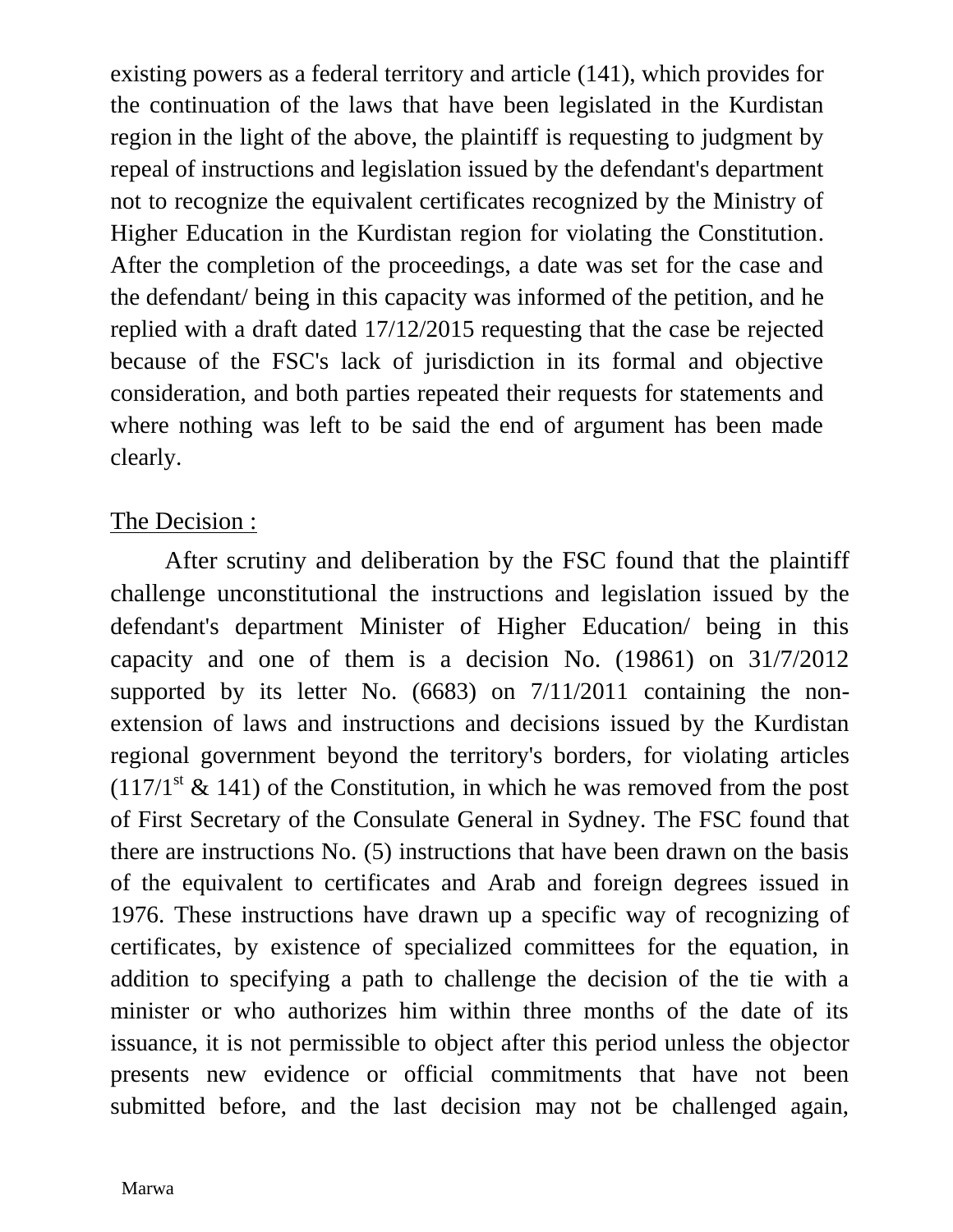existing powers as a federal territory and article (141), which provides for the continuation of the laws that have been legislated in the Kurdistan region in the light of the above, the plaintiff is requesting to judgment by repeal of instructions and legislation issued by the defendant's department not to recognize the equivalent certificates recognized by the Ministry of Higher Education in the Kurdistan region for violating the Constitution. After the completion of the proceedings, a date was set for the case and the defendant/ being in this capacity was informed of the petition, and he replied with a draft dated 17/12/2015 requesting that the case be rejected because of the FSC's lack of jurisdiction in its formal and objective consideration, and both parties repeated their requests for statements and where nothing was left to be said the end of argument has been made clearly.

## The Decision :

After scrutiny and deliberation by the FSC found that the plaintiff challenge unconstitutional the instructions and legislation issued by the defendant's department Minister of Higher Education/ being in this capacity and one of them is a decision No. (19861) on 31/7/2012 supported by its letter No. (6683) on 7/11/2011 containing the non-extension of laws and instructions and decisions issued by the Kurdistan regional government beyond the territory's borders, for violating articles (117/1st & 141) of the Constitution, in which he was removed from the post of First Secretary of the Consulate General in Sydney. The FSC found that there are instructions No. (5) instructions that have been drawn on the basis of the equivalent to certificates and Arab and foreign degrees issued in 1976. These instructions have drawn up a specific way of recognizing of certificates, by existence of specialized committees for the equation, in addition to specifying a path to challenge the decision of the tie with a minister or who authorizes him within three months of the date of its issuance, it is not permissible to object after this period unless the objector presents new evidence or official commitments that have not been submitted before, and the last decision may not be challenged again,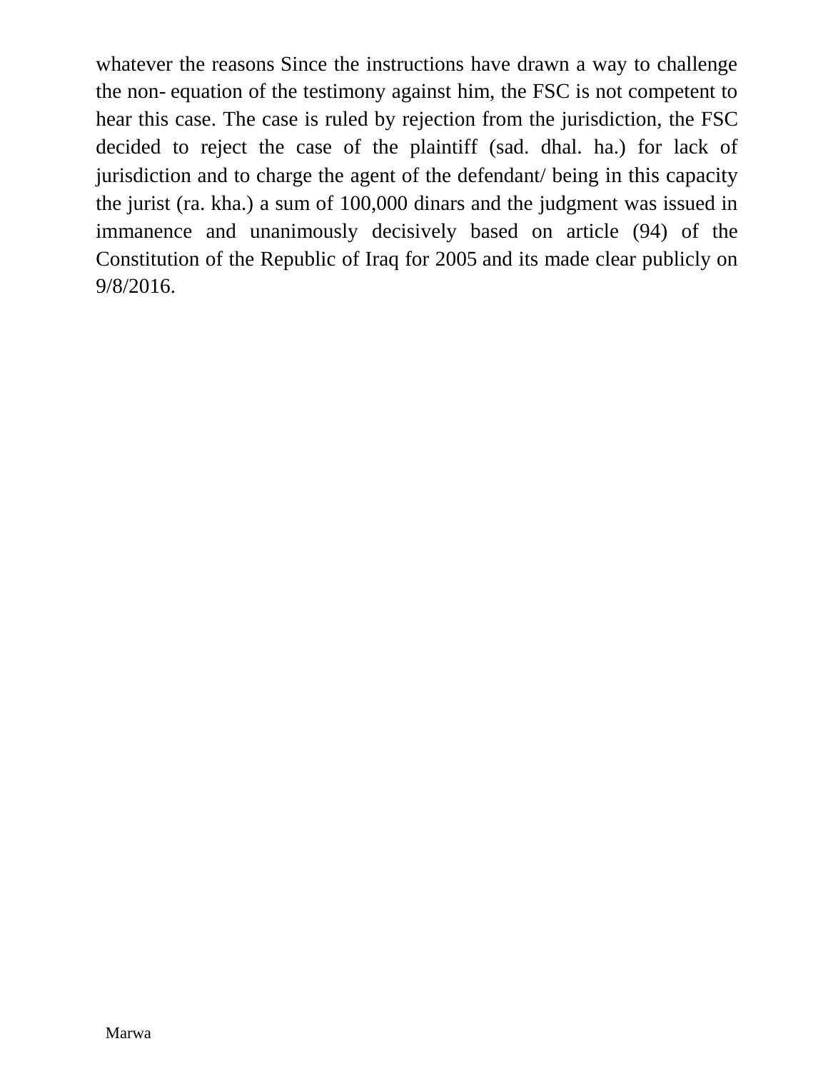whatever the reasons Since the instructions have drawn a way to challenge the non- equation of the testimony against him, the FSC is not competent to hear this case. The case is ruled by rejection from the jurisdiction, the FSC decided to reject the case of the plaintiff (sad. dhal. ha.) for lack of jurisdiction and to charge the agent of the defendant/ being in this capacity the jurist (ra. kha.) a sum of 100,000 dinars and the judgment was issued in immanence and unanimously decisively based on article (94) of the Constitution of the Republic of Iraq for 2005 and its made clear publicly on 9/8/2016.

Marwa